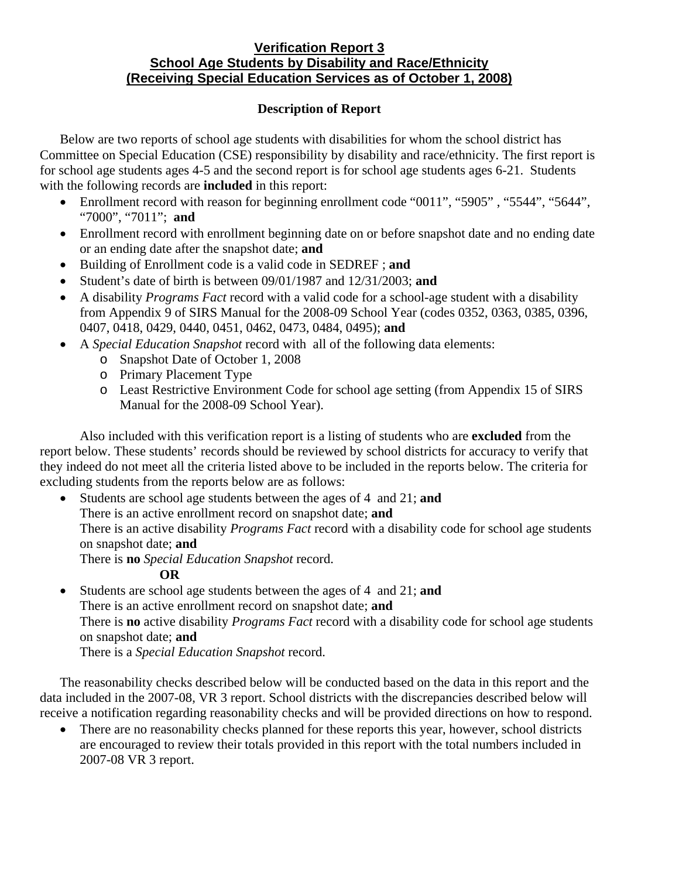# Verification Report 3
## School Age Students by Disability and Race/Ethnicity
## (Receiving Special Education Services as of October 1, 2008)

### Description of Report

Below are two reports of school age students with disabilities for whom the school district has Committee on Special Education (CSE) responsibility by disability and race/ethnicity. The first report is for school age students ages 4-5 and the second report is for school age students ages 6-21. Students with the following records are **included** in this report:

- Enrollment record with reason for beginning enrollment code "0011", "5905" , "5544", "5644", "7000", "7011"; **and**
- Enrollment record with enrollment beginning date on or before snapshot date and no ending date or an ending date after the snapshot date; **and**
- Building of Enrollment code is a valid code in SEDREF ; **and**
- Student's date of birth is between 09/01/1987 and 12/31/2003; **and**
- A disability *Programs Fact* record with a valid code for a school-age student with a disability from Appendix 9 of SIRS Manual for the 2008-09 School Year (codes 0352, 0363, 0385, 0396, 0407, 0418, 0429, 0440, 0451, 0462, 0473, 0484, 0495); **and**
- A *Special Education Snapshot* record with all of the following data elements:
  - Snapshot Date of October 1, 2008
  - Primary Placement Type
  - Least Restrictive Environment Code for school age setting (from Appendix 15 of SIRS Manual for the 2008-09 School Year).

Also included with this verification report is a listing of students who are **excluded** from the report below. These students' records should be reviewed by school districts for accuracy to verify that they indeed do not meet all the criteria listed above to be included in the reports below. The criteria for excluding students from the reports below are as follows:

- Students are school age students between the ages of 4 and 21; **and**
  There is an active enrollment record on snapshot date; **and**
  There is an active disability *Programs Fact* record with a disability code for school age students on snapshot date; **and**
  There is **no** *Special Education Snapshot* record.

  **OR**

- Students are school age students between the ages of 4 and 21; **and**
  There is an active enrollment record on snapshot date; **and**
  There is **no** active disability *Programs Fact* record with a disability code for school age students on snapshot date; **and**
  There is a *Special Education Snapshot* record.

The reasonability checks described below will be conducted based on the data in this report and the data included in the 2007-08, VR 3 report. School districts with the discrepancies described below will receive a notification regarding reasonability checks and will be provided directions on how to respond.

- There are no reasonability checks planned for these reports this year, however, school districts are encouraged to review their totals provided in this report with the total numbers included in 2007-08 VR 3 report.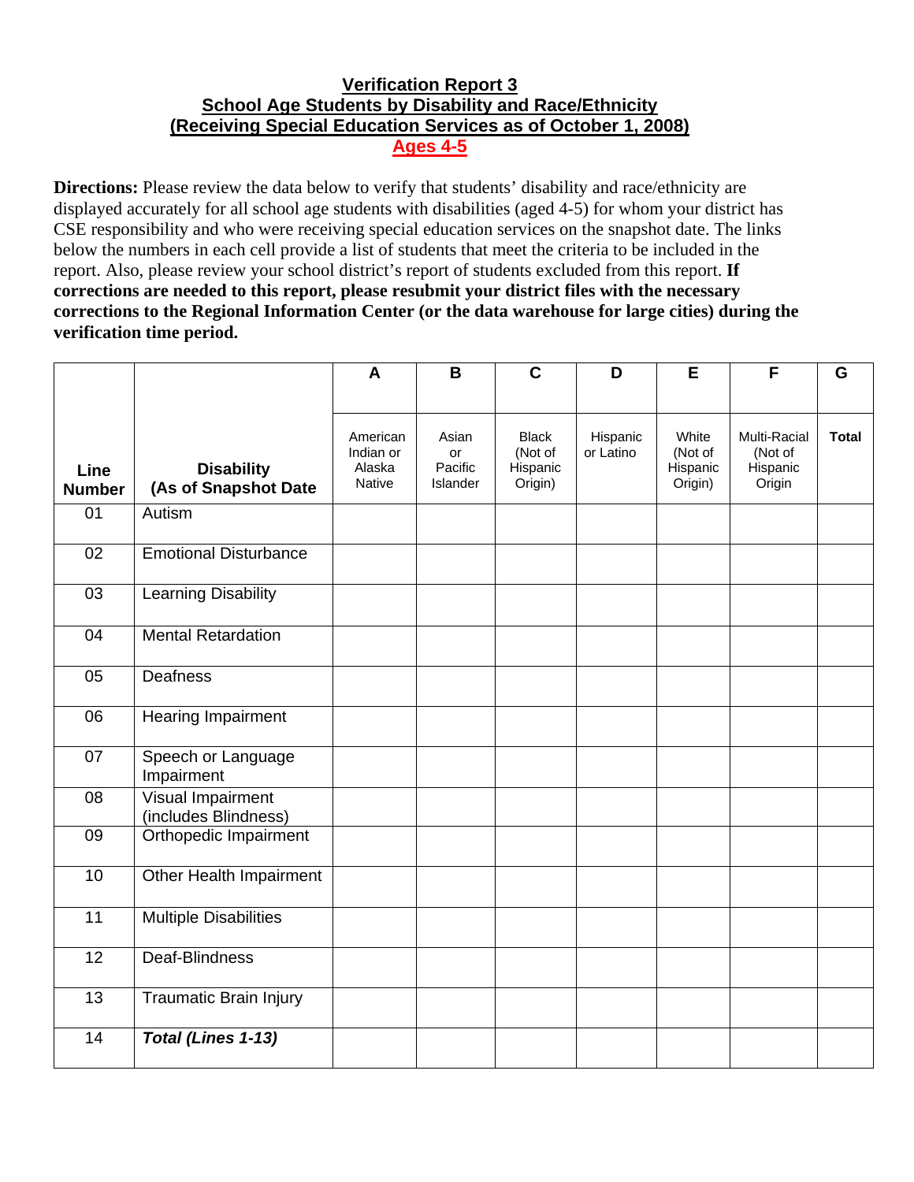# Verification Report 3
## School Age Students by Disability and Race/Ethnicity
## (Receiving Special Education Services as of October 1, 2008)
## Ages 4-5

**Directions:** Please review the data below to verify that students' disability and race/ethnicity are displayed accurately for all school age students with disabilities (aged 4-5) for whom your district has CSE responsibility and who were receiving special education services on the snapshot date. The links below the numbers in each cell provide a list of students that meet the criteria to be included in the report. Also, please review your school district's report of students excluded from this report. **If corrections are needed to this report, please resubmit your district files with the necessary corrections to the Regional Information Center (or the data warehouse for large cities) during the verification time period.**

| | | A | B | C | D | E | F | G |
|---|---|---|---|---|---|---|---|---|
| **Line Number** | **Disability (As of Snapshot Date** | American Indian or Alaska Native | Asian or Pacific Islander | Black (Not of Hispanic Origin) | Hispanic or Latino | White (Not of Hispanic Origin) | Multi-Racial (Not of Hispanic Origin | **Total** |
| 01 | Autism | | | | | | | |
| 02 | Emotional Disturbance | | | | | | | |
| 03 | Learning Disability | | | | | | | |
| 04 | Mental Retardation | | | | | | | |
| 05 | Deafness | | | | | | | |
| 06 | Hearing Impairment | | | | | | | |
| 07 | Speech or Language Impairment | | | | | | | |
| 08 | Visual Impairment (includes Blindness) | | | | | | | |
| 09 | Orthopedic Impairment | | | | | | | |
| 10 | Other Health Impairment | | | | | | | |
| 11 | Multiple Disabilities | | | | | | | |
| 12 | Deaf-Blindness | | | | | | | |
| 13 | Traumatic Brain Injury | | | | | | | |
| 14 | ***Total (Lines 1-13)*** | | | | | | | |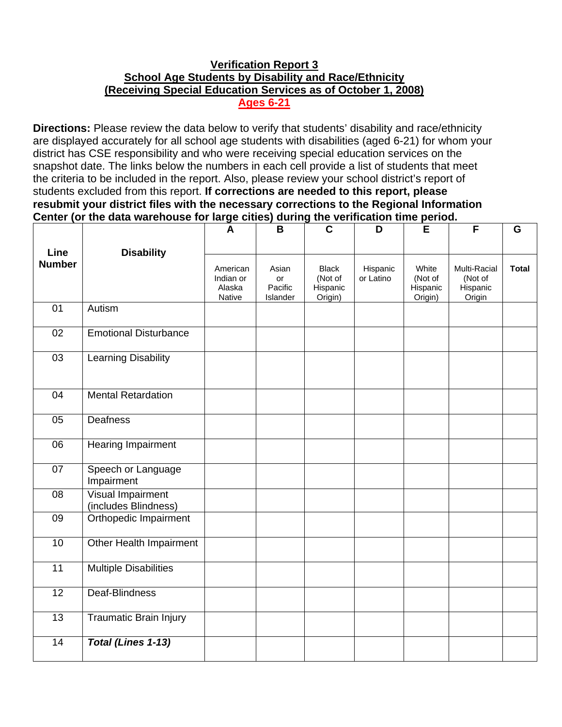**Verification Report 3**
**School Age Students by Disability and Race/Ethnicity**
**(Receiving Special Education Services as of October 1, 2008)**
**Ages 6-21**

**Directions:** Please review the data below to verify that students' disability and race/ethnicity are displayed accurately for all school age students with disabilities (aged 6-21) for whom your district has CSE responsibility and who were receiving special education services on the snapshot date. The links below the numbers in each cell provide a list of students that meet the criteria to be included in the report. Also, please review your school district's report of students excluded from this report. **If corrections are needed to this report, please resubmit your district files with the necessary corrections to the Regional Information Center (or the data warehouse for large cities) during the verification time period.**

| Line Number | Disability | A | B | C | D | E | F | G |
|---|---|---|---|---|---|---|---|---|
| | | American Indian or Alaska Native | Asian or Pacific Islander | Black (Not of Hispanic Origin) | Hispanic or Latino | White (Not of Hispanic Origin) | Multi-Racial (Not of Hispanic Origin | **Total** |
| 01 | Autism | | | | | | | |
| 02 | Emotional Disturbance | | | | | | | |
| 03 | Learning Disability | | | | | | | |
| 04 | Mental Retardation | | | | | | | |
| 05 | Deafness | | | | | | | |
| 06 | Hearing Impairment | | | | | | | |
| 07 | Speech or Language Impairment | | | | | | | |
| 08 | Visual Impairment (includes Blindness) | | | | | | | |
| 09 | Orthopedic Impairment | | | | | | | |
| 10 | Other Health Impairment | | | | | | | |
| 11 | Multiple Disabilities | | | | | | | |
| 12 | Deaf-Blindness | | | | | | | |
| 13 | Traumatic Brain Injury | | | | | | | |
| 14 | ***Total (Lines 1-13)*** | | | | | | | |